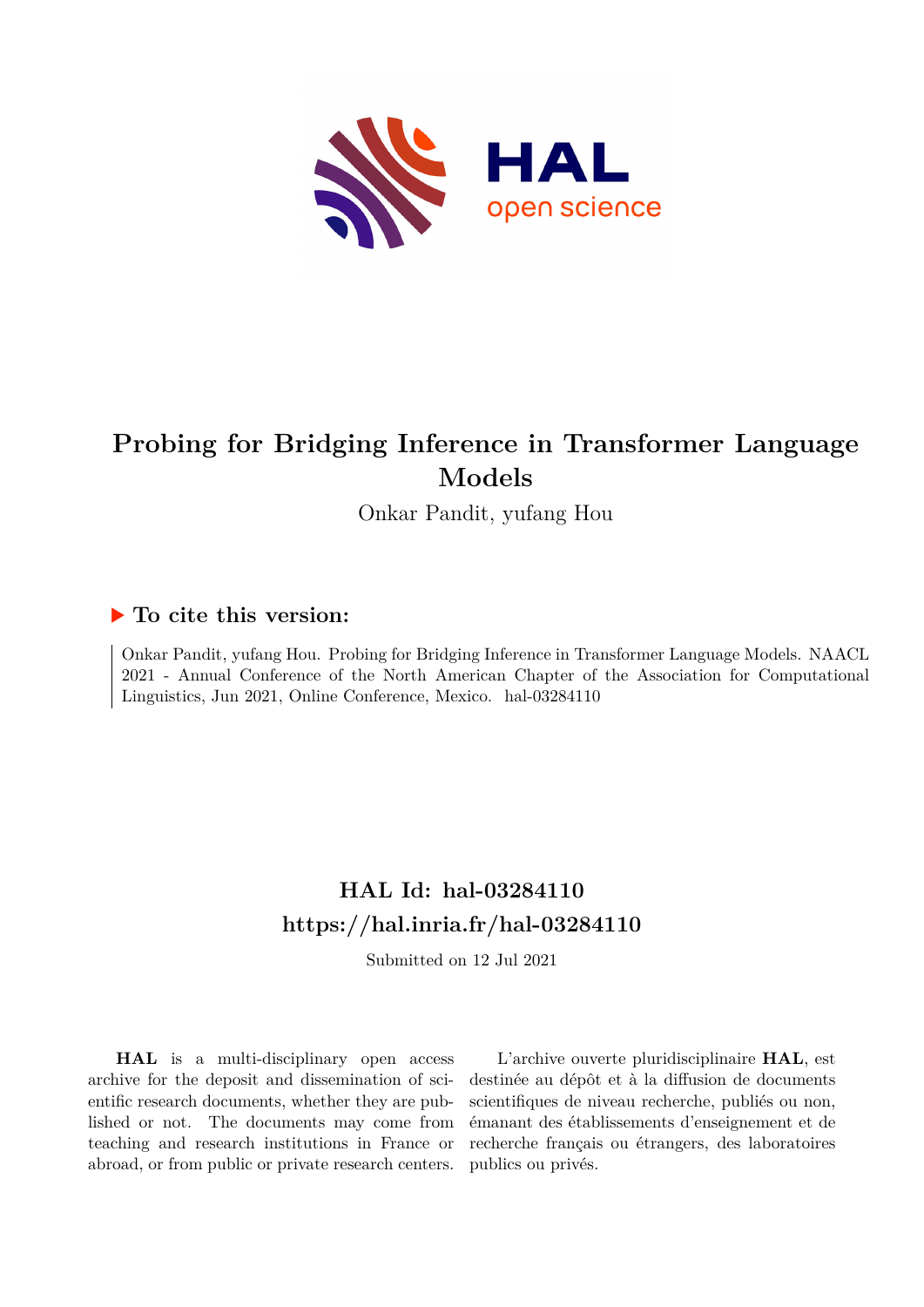# Probing for Bridging Inference in Transformer Language Models

Onkar Pandit, yufang Hou

## ▶ To cite this version:

Onkar Pandit, yufang Hou. Probing for Bridging Inference in Transformer Language Models. NAACL 2021 - Annual Conference of the North American Chapter of the Association for Computational Linguistics, Jun 2021, Online Conference, Mexico. hal-03284110

## HAL Id: hal-03284110

## https://hal.inria.fr/hal-03284110

Submitted on 12 Jul 2021

**HAL** is a multi-disciplinary open access archive for the deposit and dissemination of scientific research documents, whether they are published or not. The documents may come from teaching and research institutions in France or abroad, or from public or private research centers.

L'archive ouverte pluridisciplinaire **HAL**, est destinée au dépôt et à la diffusion de documents scientifiques de niveau recherche, publiés ou non, émanant des établissements d'enseignement et de recherche français ou étrangers, des laboratoires publics ou privés.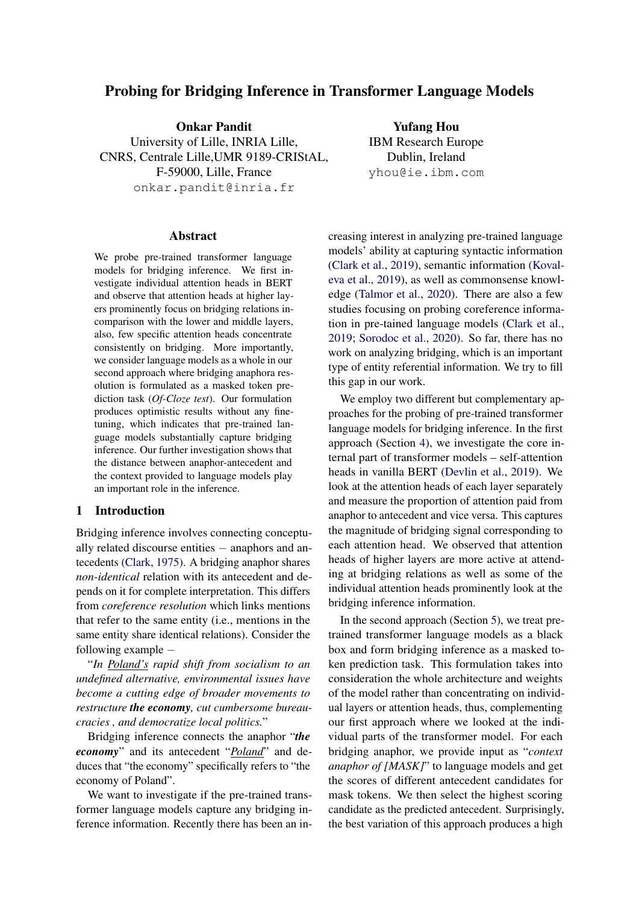# Probing for Bridging Inference in Transformer Language Models

**Onkar Pandit**
University of Lille, INRIA Lille,
CNRS, Centrale Lille,UMR 9189-CRIStAL,
F-59000, Lille, France
onkar.pandit@inria.fr

**Yufang Hou**
IBM Research Europe
Dublin, Ireland
yhou@ie.ibm.com

## Abstract

We probe pre-trained transformer language models for bridging inference. We first investigate individual attention heads in BERT and observe that attention heads at higher layers prominently focus on bridging relations in-comparison with the lower and middle layers, also, few specific attention heads concentrate consistently on bridging. More importantly, we consider language models as a whole in our second approach where bridging anaphora resolution is formulated as a masked token prediction task (*Of-Cloze test*). Our formulation produces optimistic results without any fine-tuning, which indicates that pre-trained language models substantially capture bridging inference. Our further investigation shows that the distance between anaphor-antecedent and the context provided to language models play an important role in the inference.

## 1 Introduction

Bridging inference involves connecting conceptually related discourse entities − anaphors and antecedents (Clark, 1975). A bridging anaphor shares *non-identical* relation with its antecedent and depends on it for complete interpretation. This differs from *coreference resolution* which links mentions that refer to the same entity (i.e., mentions in the same entity share identical relations). Consider the following example −

"*In Poland's rapid shift from socialism to an undefined alternative, environmental issues have become a cutting edge of broader movements to restructure* ***the economy****, cut cumbersome bureaucracies , and democratize local politics.*"

Bridging inference connects the anaphor "***the economy***" and its antecedent "*Poland*" and deduces that "the economy" specifically refers to "the economy of Poland".

We want to investigate if the pre-trained transformer language models capture any bridging inference information. Recently there has been an increasing interest in analyzing pre-trained language models' ability at capturing syntactic information (Clark et al., 2019), semantic information (Kovaleva et al., 2019), as well as commonsense knowledge (Talmor et al., 2020). There are also a few studies focusing on probing coreference information in pre-tained language models (Clark et al., 2019; Sorodoc et al., 2020). So far, there has no work on analyzing bridging, which is an important type of entity referential information. We try to fill this gap in our work.

We employ two different but complementary approaches for the probing of pre-trained transformer language models for bridging inference. In the first approach (Section 4), we investigate the core internal part of transformer models – self-attention heads in vanilla BERT (Devlin et al., 2019). We look at the attention heads of each layer separately and measure the proportion of attention paid from anaphor to antecedent and vice versa. This captures the magnitude of bridging signal corresponding to each attention head. We observed that attention heads of higher layers are more active at attending at bridging relations as well as some of the individual attention heads prominently look at the bridging inference information.

In the second approach (Section 5), we treat pre-trained transformer language models as a black box and form bridging inference as a masked token prediction task. This formulation takes into consideration the whole architecture and weights of the model rather than concentrating on individual layers or attention heads, thus, complementing our first approach where we looked at the individual parts of the transformer model. For each bridging anaphor, we provide input as "*context anaphor of [MASK]*" to language models and get the scores of different antecedent candidates for mask tokens. We then select the highest scoring candidate as the predicted antecedent. Surprisingly, the best variation of this approach produces a high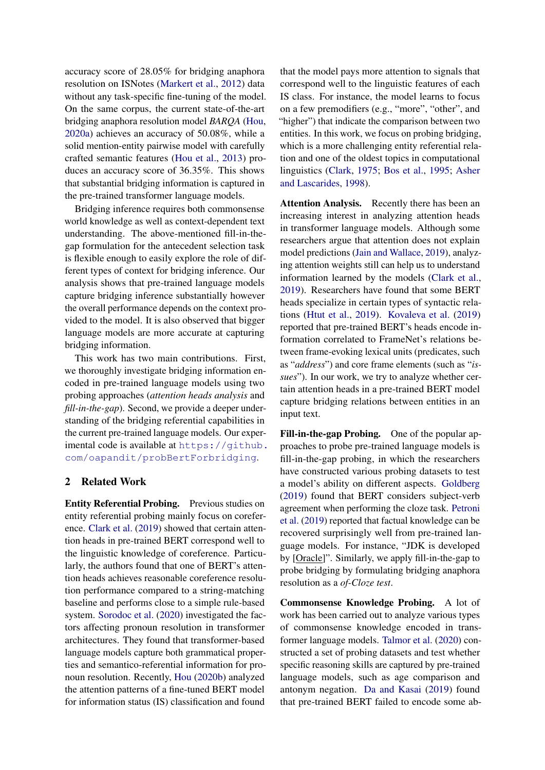accuracy score of 28.05% for bridging anaphora resolution on ISNotes (Markert et al., 2012) data without any task-specific fine-tuning of the model. On the same corpus, the current state-of-the-art bridging anaphora resolution model *BARQA* (Hou, 2020a) achieves an accuracy of 50.08%, while a solid mention-entity pairwise model with carefully crafted semantic features (Hou et al., 2013) produces an accuracy score of 36.35%. This shows that substantial bridging information is captured in the pre-trained transformer language models.

Bridging inference requires both commonsense world knowledge as well as context-dependent text understanding. The above-mentioned fill-in-the-gap formulation for the antecedent selection task is flexible enough to easily explore the role of different types of context for bridging inference. Our analysis shows that pre-trained language models capture bridging inference substantially however the overall performance depends on the context provided to the model. It is also observed that bigger language models are more accurate at capturing bridging information.

This work has two main contributions. First, we thoroughly investigate bridging information encoded in pre-trained language models using two probing approaches (*attention heads analysis* and *fill-in-the-gap*). Second, we provide a deeper understanding of the bridging referential capabilities in the current pre-trained language models. Our experimental code is available at `https://github.com/oapandit/probBertForbridging`.

## 2 Related Work

**Entity Referential Probing.** Previous studies on entity referential probing mainly focus on coreference. Clark et al. (2019) showed that certain attention heads in pre-trained BERT correspond well to the linguistic knowledge of coreference. Particularly, the authors found that one of BERT's attention heads achieves reasonable coreference resolution performance compared to a string-matching baseline and performs close to a simple rule-based system. Sorodoc et al. (2020) investigated the factors affecting pronoun resolution in transformer architectures. They found that transformer-based language models capture both grammatical properties and semantico-referential information for pronoun resolution. Recently, Hou (2020b) analyzed the attention patterns of a fine-tuned BERT model for information status (IS) classification and found that the model pays more attention to signals that correspond well to the linguistic features of each IS class. For instance, the model learns to focus on a few premodifiers (e.g., "more", "other", and "higher") that indicate the comparison between two entities. In this work, we focus on probing bridging, which is a more challenging entity referential relation and one of the oldest topics in computational linguistics (Clark, 1975; Bos et al., 1995; Asher and Lascarides, 1998).

**Attention Analysis.** Recently there has been an increasing interest in analyzing attention heads in transformer language models. Although some researchers argue that attention does not explain model predictions (Jain and Wallace, 2019), analyzing attention weights still can help us to understand information learned by the models (Clark et al., 2019). Researchers have found that some BERT heads specialize in certain types of syntactic relations (Htut et al., 2019). Kovaleva et al. (2019) reported that pre-trained BERT's heads encode information correlated to FrameNet's relations between frame-evoking lexical units (predicates, such as "*address*") and core frame elements (such as "*issues*"). In our work, we try to analyze whether certain attention heads in a pre-trained BERT model capture bridging relations between entities in an input text.

**Fill-in-the-gap Probing.** One of the popular approaches to probe pre-trained language models is fill-in-the-gap probing, in which the researchers have constructed various probing datasets to test a model's ability on different aspects. Goldberg (2019) found that BERT considers subject-verb agreement when performing the cloze task. Petroni et al. (2019) reported that factual knowledge can be recovered surprisingly well from pre-trained language models. For instance, "JDK is developed by [Oracle]". Similarly, we apply fill-in-the-gap to probe bridging by formulating bridging anaphora resolution as a *of-Cloze test*.

**Commonsense Knowledge Probing.** A lot of work has been carried out to analyze various types of commonsense knowledge encoded in transformer language models. Talmor et al. (2020) constructed a set of probing datasets and test whether specific reasoning skills are captured by pre-trained language models, such as age comparison and antonym negation. Da and Kasai (2019) found that pre-trained BERT failed to encode some ab-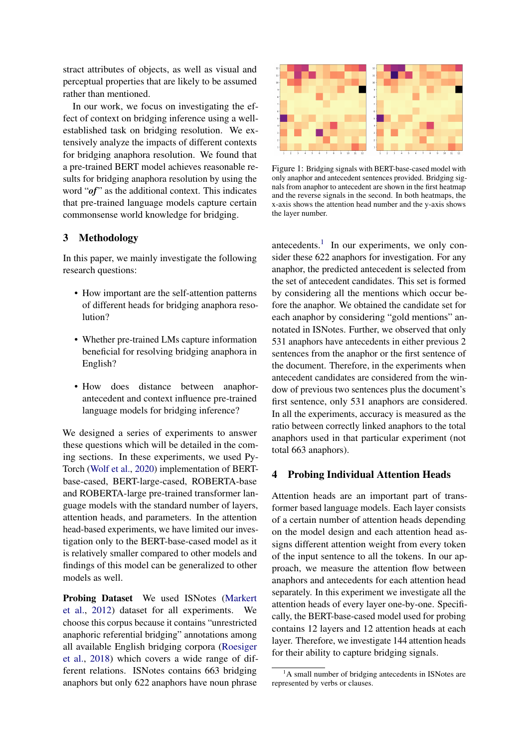stract attributes of objects, as well as visual and perceptual properties that are likely to be assumed rather than mentioned.

In our work, we focus on investigating the effect of context on bridging inference using a well-established task on bridging resolution. We extensively analyze the impacts of different contexts for bridging anaphora resolution. We found that a pre-trained BERT model achieves reasonable results for bridging anaphora resolution by using the word "***of***" as the additional context. This indicates that pre-trained language models capture certain commonsense world knowledge for bridging.

## 3 Methodology

In this paper, we mainly investigate the following research questions:

- How important are the self-attention patterns of different heads for bridging anaphora resolution?
- Whether pre-trained LMs capture information beneficial for resolving bridging anaphora in English?
- How does distance between anaphor-antecedent and context influence pre-trained language models for bridging inference?

We designed a series of experiments to answer these questions which will be detailed in the coming sections. In these experiments, we used PyTorch (Wolf et al., 2020) implementation of BERT-base-cased, BERT-large-cased, ROBERTA-base and ROBERTA-large pre-trained transformer language models with the standard number of layers, attention heads, and parameters. In the attention head-based experiments, we have limited our investigation only to the BERT-base-cased model as it is relatively smaller compared to other models and findings of this model can be generalized to other models as well.

**Probing Dataset** We used ISNotes (Markert et al., 2012) dataset for all experiments. We choose this corpus because it contains "unrestricted anaphoric referential bridging" annotations among all available English bridging corpora (Roesiger et al., 2018) which covers a wide range of different relations. ISNotes contains 663 bridging anaphors but only 622 anaphors have noun phrase antecedents.[1] In our experiments, we only consider these 622 anaphors for investigation. For any anaphor, the predicted antecedent is selected from the set of antecedent candidates. This set is formed by considering all the mentions which occur before the anaphor. We obtained the candidate set for each anaphor by considering "gold mentions" annotated in ISNotes. Further, we observed that only 531 anaphors have antecedents in either previous 2 sentences from the anaphor or the first sentence of the document. Therefore, in the experiments when antecedent candidates are considered from the window of previous two sentences plus the document's first sentence, only 531 anaphors are considered. In all the experiments, accuracy is measured as the ratio between correctly linked anaphors to the total anaphors used in that particular experiment (not total 663 anaphors).

Figure 1: Bridging signals with BERT-base-cased model with only anaphor and antecedent sentences provided. Bridging signals from anaphor to antecedent are shown in the first heatmap and the reverse signals in the second. In both heatmaps, the x-axis shows the attention head number and the y-axis shows the layer number.

## 4 Probing Individual Attention Heads

Attention heads are an important part of transformer based language models. Each layer consists of a certain number of attention heads depending on the model design and each attention head assigns different attention weight from every token of the input sentence to all the tokens. In our approach, we measure the attention flow between anaphors and antecedents for each attention head separately. In this experiment we investigate all the attention heads of every layer one-by-one. Specifically, the BERT-base-cased model used for probing contains 12 layers and 12 attention heads at each layer. Therefore, we investigate 144 attention heads for their ability to capture bridging signals.

[1] A small number of bridging antecedents in ISNotes are represented by verbs or clauses.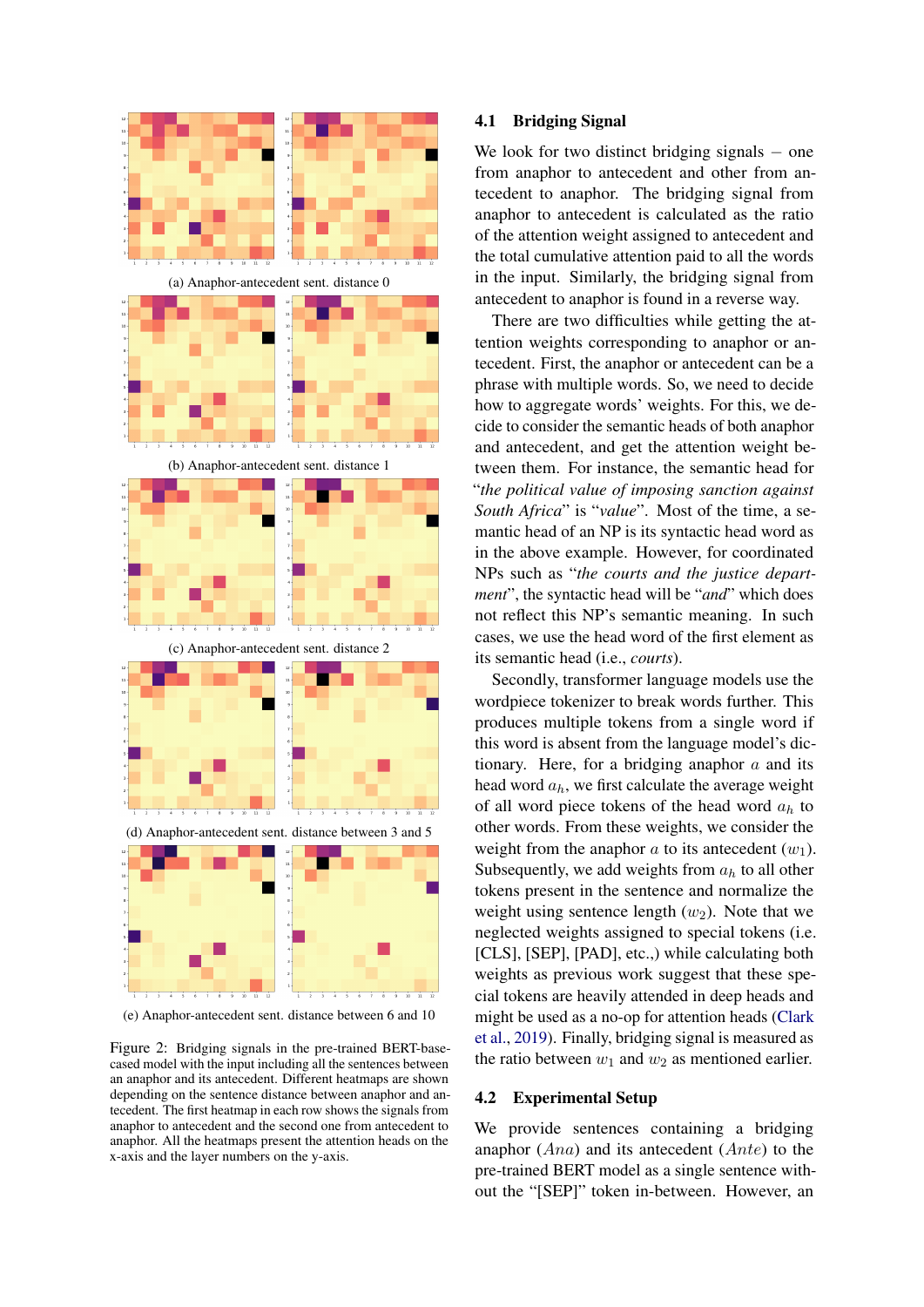(a) Anaphor-antecedent sent. distance 0

(b) Anaphor-antecedent sent. distance 1

(c) Anaphor-antecedent sent. distance 2

(d) Anaphor-antecedent sent. distance between 3 and 5

(e) Anaphor-antecedent sent. distance between 6 and 10

Figure 2: Bridging signals in the pre-trained BERT-base-cased model with the input including all the sentences between an anaphor and its antecedent. Different heatmaps are shown depending on the sentence distance between anaphor and antecedent. The first heatmap in each row shows the signals from anaphor to antecedent and the second one from antecedent to anaphor. All the heatmaps present the attention heads on the x-axis and the layer numbers on the y-axis.

### 4.1 Bridging Signal

We look for two distinct bridging signals – one from anaphor to antecedent and other from antecedent to anaphor. The bridging signal from anaphor to antecedent is calculated as the ratio of the attention weight assigned to antecedent and the total cumulative attention paid to all the words in the input. Similarly, the bridging signal from antecedent to anaphor is found in a reverse way.

There are two difficulties while getting the attention weights corresponding to anaphor or antecedent. First, the anaphor or antecedent can be a phrase with multiple words. So, we need to decide how to aggregate words' weights. For this, we decide to consider the semantic heads of both anaphor and antecedent, and get the attention weight between them. For instance, the semantic head for "*the political value of imposing sanction against South Africa*" is "*value*". Most of the time, a semantic head of an NP is its syntactic head word as in the above example. However, for coordinated NPs such as "*the courts and the justice department*", the syntactic head will be "*and*" which does not reflect this NP's semantic meaning. In such cases, we use the head word of the first element as its semantic head (i.e., *courts*).

Secondly, transformer language models use the wordpiece tokenizer to break words further. This produces multiple tokens from a single word if this word is absent from the language model's dictionary. Here, for a bridging anaphor $a$ and its head word $a_h$, we first calculate the average weight of all word piece tokens of the head word $a_h$ to other words. From these weights, we consider the weight from the anaphor $a$ to its antecedent ($w_1$). Subsequently, we add weights from $a_h$ to all other tokens present in the sentence and normalize the weight using sentence length ($w_2$). Note that we neglected weights assigned to special tokens (i.e. [CLS], [SEP], [PAD], etc.,) while calculating both weights as previous work suggest that these special tokens are heavily attended in deep heads and might be used as a no-op for attention heads (Clark et al., 2019). Finally, bridging signal is measured as the ratio between $w_1$ and $w_2$ as mentioned earlier.

### 4.2 Experimental Setup

We provide sentences containing a bridging anaphor ($Ana$) and its antecedent ($Ante$) to the pre-trained BERT model as a single sentence without the "[SEP]" token in-between. However, an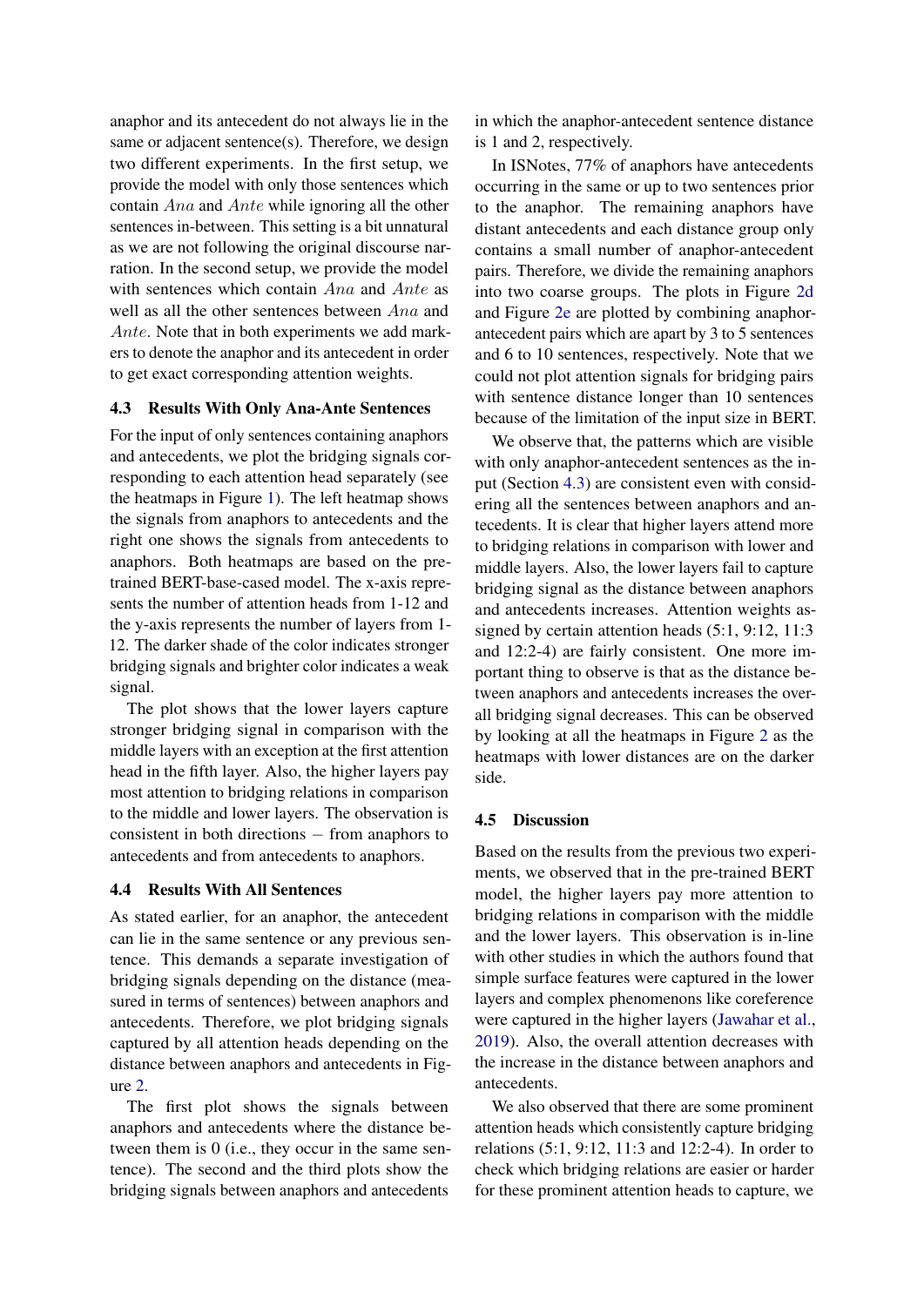anaphor and its antecedent do not always lie in the same or adjacent sentence(s). Therefore, we design two different experiments. In the first setup, we provide the model with only those sentences which contain $Ana$ and $Ante$ while ignoring all the other sentences in-between. This setting is a bit unnatural as we are not following the original discourse narration. In the second setup, we provide the model with sentences which contain $Ana$ and $Ante$ as well as all the other sentences between $Ana$ and $Ante$. Note that in both experiments we add markers to denote the anaphor and its antecedent in order to get exact corresponding attention weights.

### 4.3 Results With Only Ana-Ante Sentences

For the input of only sentences containing anaphors and antecedents, we plot the bridging signals corresponding to each attention head separately (see the heatmaps in Figure 1). The left heatmap shows the signals from anaphors to antecedents and the right one shows the signals from antecedents to anaphors. Both heatmaps are based on the pre-trained BERT-base-cased model. The x-axis represents the number of attention heads from 1-12 and the y-axis represents the number of layers from 1-12. The darker shade of the color indicates stronger bridging signals and brighter color indicates a weak signal.

The plot shows that the lower layers capture stronger bridging signal in comparison with the middle layers with an exception at the first attention head in the fifth layer. Also, the higher layers pay most attention to bridging relations in comparison to the middle and lower layers. The observation is consistent in both directions – from anaphors to antecedents and from antecedents to anaphors.

### 4.4 Results With All Sentences

As stated earlier, for an anaphor, the antecedent can lie in the same sentence or any previous sentence. This demands a separate investigation of bridging signals depending on the distance (measured in terms of sentences) between anaphors and antecedents. Therefore, we plot bridging signals captured by all attention heads depending on the distance between anaphors and antecedents in Figure 2.

The first plot shows the signals between anaphors and antecedents where the distance between them is 0 (i.e., they occur in the same sentence). The second and the third plots show the bridging signals between anaphors and antecedents in which the anaphor-antecedent sentence distance is 1 and 2, respectively.

In ISNotes, 77% of anaphors have antecedents occurring in the same or up to two sentences prior to the anaphor. The remaining anaphors have distant antecedents and each distance group only contains a small number of anaphor-antecedent pairs. Therefore, we divide the remaining anaphors into two coarse groups. The plots in Figure 2d and Figure 2e are plotted by combining anaphor-antecedent pairs which are apart by 3 to 5 sentences and 6 to 10 sentences, respectively. Note that we could not plot attention signals for bridging pairs with sentence distance longer than 10 sentences because of the limitation of the input size in BERT.

We observe that, the patterns which are visible with only anaphor-antecedent sentences as the input (Section 4.3) are consistent even with considering all the sentences between anaphors and antecedents. It is clear that higher layers attend more to bridging relations in comparison with lower and middle layers. Also, the lower layers fail to capture bridging signal as the distance between anaphors and antecedents increases. Attention weights assigned by certain attention heads (5:1, 9:12, 11:3 and 12:2-4) are fairly consistent. One more important thing to observe is that as the distance between anaphors and antecedents increases the overall bridging signal decreases. This can be observed by looking at all the heatmaps in Figure 2 as the heatmaps with lower distances are on the darker side.

### 4.5 Discussion

Based on the results from the previous two experiments, we observed that in the pre-trained BERT model, the higher layers pay more attention to bridging relations in comparison with the middle and the lower layers. This observation is in-line with other studies in which the authors found that simple surface features were captured in the lower layers and complex phenomenons like coreference were captured in the higher layers (Jawahar et al., 2019). Also, the overall attention decreases with the increase in the distance between anaphors and antecedents.

We also observed that there are some prominent attention heads which consistently capture bridging relations (5:1, 9:12, 11:3 and 12:2-4). In order to check which bridging relations are easier or harder for these prominent attention heads to capture, we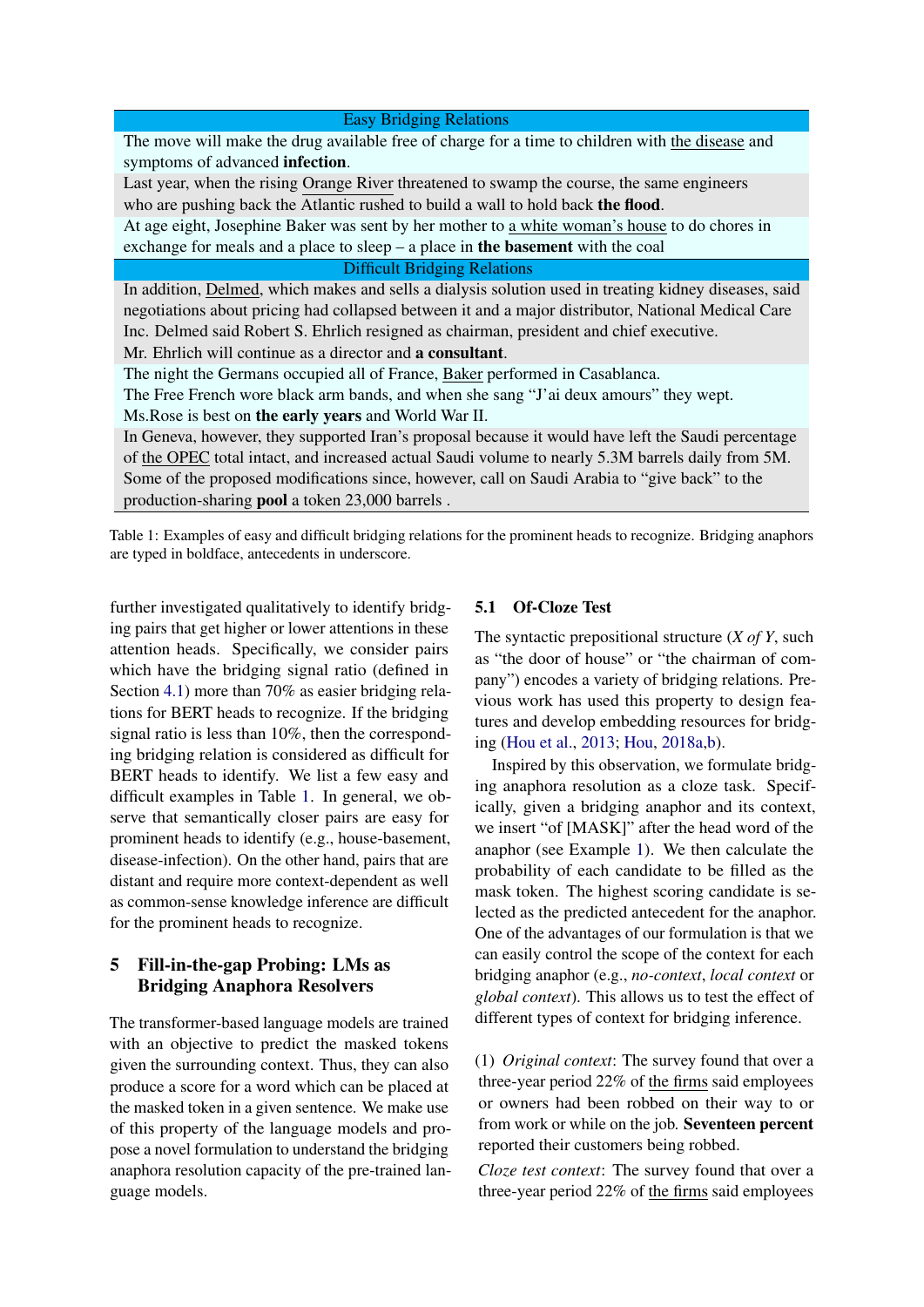| Easy Bridging Relations |
|---|
| The move will make the drug available free of charge for a time to children with <u>the disease</u> and symptoms of advanced **infection**. |
| Last year, when the rising <u>Orange River</u> threatened to swamp the course, the same engineers who are pushing back the Atlantic rushed to build a wall to hold back **the flood**. |
| At age eight, Josephine Baker was sent by her mother to <u>a white woman's house</u> to do chores in exchange for meals and a place to sleep – a place in **the basement** with the coal |
| **Difficult Bridging Relations** |
| In addition, <u>Delmed</u>, which makes and sells a dialysis solution used in treating kidney diseases, said negotiations about pricing had collapsed between it and a major distributor, National Medical Care Inc. Delmed said Robert S. Ehrlich resigned as chairman, president and chief executive. Mr. Ehrlich will continue as a director and **a consultant**. |
| The night the Germans occupied all of France, <u>Baker</u> performed in Casablanca. The Free French wore black arm bands, and when she sang "J'ai deux amours" they wept. Ms.Rose is best on **the early years** and World War II. |
| In Geneva, however, they supported Iran's proposal because it would have left the Saudi percentage of <u>the OPEC</u> total intact, and increased actual Saudi volume to nearly 5.3M barrels daily from 5M. Some of the proposed modifications since, however, call on Saudi Arabia to "give back" to the production-sharing **pool** a token 23,000 barrels . |

Table 1: Examples of easy and difficult bridging relations for the prominent heads to recognize. Bridging anaphors are typed in boldface, antecedents in underscore.

further investigated qualitatively to identify bridging pairs that get higher or lower attentions in these attention heads. Specifically, we consider pairs which have the bridging signal ratio (defined in Section 4.1) more than 70% as easier bridging relations for BERT heads to recognize. If the bridging signal ratio is less than 10%, then the corresponding bridging relation is considered as difficult for BERT heads to identify. We list a few easy and difficult examples in Table 1. In general, we observe that semantically closer pairs are easy for prominent heads to identify (e.g., house-basement, disease-infection). On the other hand, pairs that are distant and require more context-dependent as well as common-sense knowledge inference are difficult for the prominent heads to recognize.

## 5 Fill-in-the-gap Probing: LMs as Bridging Anaphora Resolvers

The transformer-based language models are trained with an objective to predict the masked tokens given the surrounding context. Thus, they can also produce a score for a word which can be placed at the masked token in a given sentence. We make use of this property of the language models and propose a novel formulation to understand the bridging anaphora resolution capacity of the pre-trained language models.

### 5.1 Of-Cloze Test

The syntactic prepositional structure (*X of Y*, such as "the door of house" or "the chairman of company") encodes a variety of bridging relations. Previous work has used this property to design features and develop embedding resources for bridging (Hou et al., 2013; Hou, 2018a,b).

Inspired by this observation, we formulate bridging anaphora resolution as a cloze task. Specifically, given a bridging anaphor and its context, we insert "of [MASK]" after the head word of the anaphor (see Example 1). We then calculate the probability of each candidate to be filled as the mask token. The highest scoring candidate is selected as the predicted antecedent for the anaphor. One of the advantages of our formulation is that we can easily control the scope of the context for each bridging anaphor (e.g., *no-context*, *local context* or *global context*). This allows us to test the effect of different types of context for bridging inference.

(1) *Original context*: The survey found that over a three-year period 22% of <u>the firms</u> said employees or owners had been robbed on their way to or from work or while on the job. **Seventeen percent** reported their customers being robbed.

*Cloze test context*: The survey found that over a three-year period 22% of <u>the firms</u> said employees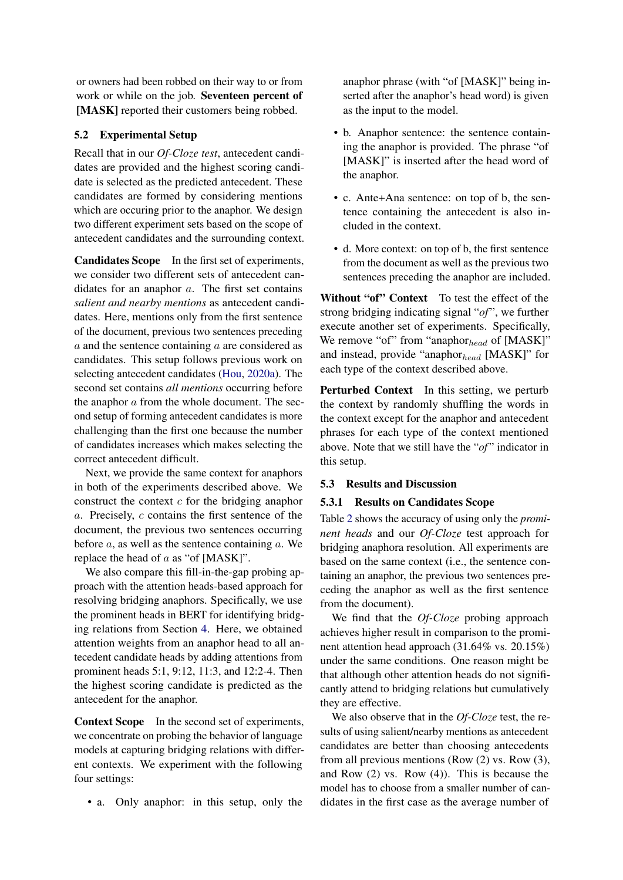or owners had been robbed on their way to or from work or while on the job. **Seventeen percent of [MASK]** reported their customers being robbed.

### 5.2 Experimental Setup

Recall that in our *Of-Cloze test*, antecedent candidates are provided and the highest scoring candidate is selected as the predicted antecedent. These candidates are formed by considering mentions which are occuring prior to the anaphor. We design two different experiment sets based on the scope of antecedent candidates and the surrounding context.

**Candidates Scope** In the first set of experiments, we consider two different sets of antecedent candidates for an anaphor $a$. The first set contains *salient and nearby mentions* as antecedent candidates. Here, mentions only from the first sentence of the document, previous two sentences preceding $a$ and the sentence containing $a$ are considered as candidates. This setup follows previous work on selecting antecedent candidates (Hou, 2020a). The second set contains *all mentions* occurring before the anaphor $a$ from the whole document. The second setup of forming antecedent candidates is more challenging than the first one because the number of candidates increases which makes selecting the correct antecedent difficult.

Next, we provide the same context for anaphors in both of the experiments described above. We construct the context $c$ for the bridging anaphor $a$. Precisely, $c$ contains the first sentence of the document, the previous two sentences occurring before $a$, as well as the sentence containing $a$. We replace the head of $a$ as "of [MASK]".

We also compare this fill-in-the-gap probing approach with the attention heads-based approach for resolving bridging anaphors. Specifically, we use the prominent heads in BERT for identifying bridging relations from Section 4. Here, we obtained attention weights from an anaphor head to all antecedent candidate heads by adding attentions from prominent heads 5:1, 9:12, 11:3, and 12:2-4. Then the highest scoring candidate is predicted as the antecedent for the anaphor.

**Context Scope** In the second set of experiments, we concentrate on probing the behavior of language models at capturing bridging relations with different contexts. We experiment with the following four settings:

- a. Only anaphor: in this setup, only the anaphor phrase (with "of [MASK]" being inserted after the anaphor's head word) is given as the input to the model.
- b. Anaphor sentence: the sentence containing the anaphor is provided. The phrase "of [MASK]" is inserted after the head word of the anaphor.
- c. Ante+Ana sentence: on top of b, the sentence containing the antecedent is also included in the context.
- d. More context: on top of b, the first sentence from the document as well as the previous two sentences preceding the anaphor are included.

**Without "of" Context** To test the effect of the strong bridging indicating signal "*of*", we further execute another set of experiments. Specifically, We remove "of" from "anaphor$_{head}$ of [MASK]" and instead, provide "anaphor$_{head}$ [MASK]" for each type of the context described above.

**Perturbed Context** In this setting, we perturb the context by randomly shuffling the words in the context except for the anaphor and antecedent phrases for each type of the context mentioned above. Note that we still have the "*of*" indicator in this setup.

### 5.3 Results and Discussion

#### 5.3.1 Results on Candidates Scope

Table 2 shows the accuracy of using only the *prominent heads* and our *Of-Cloze* test approach for bridging anaphora resolution. All experiments are based on the same context (i.e., the sentence containing an anaphor, the previous two sentences preceding the anaphor as well as the first sentence from the document).

We find that the *Of-Cloze* probing approach achieves higher result in comparison to the prominent attention head approach (31.64% vs. 20.15%) under the same conditions. One reason might be that although other attention heads do not significantly attend to bridging relations but cumulatively they are effective.

We also observe that in the *Of-Cloze* test, the results of using salient/nearby mentions as antecedent candidates are better than choosing antecedents from all previous mentions (Row (2) vs. Row (3), and Row (2) vs. Row (4)). This is because the model has to choose from a smaller number of candidates in the first case as the average number of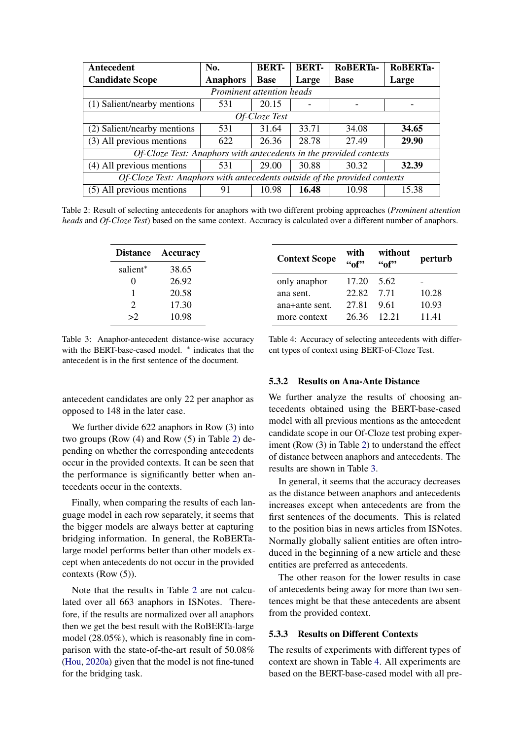| Antecedent Candidate Scope | No. Anaphors | BERT-Base | BERT-Large | RoBERTa-Base | RoBERTa-Large |
|---|---|---|---|---|---|
| *Prominent attention heads* | | | | | |
| (1) Salient/nearby mentions | 531 | 20.15 | - | - | - |
| *Of-Cloze Test* | | | | | |
| (2) Salient/nearby mentions | 531 | 31.64 | 33.71 | 34.08 | **34.65** |
| (3) All previous mentions | 622 | 26.36 | 28.78 | 27.49 | **29.90** |
| *Of-Cloze Test: Anaphors with antecedents in the provided contexts* | | | | | |
| (4) All previous mentions | 531 | 29.00 | 30.88 | 30.32 | **32.39** |
| *Of-Cloze Test: Anaphors with antecedents outside of the provided contexts* | | | | | |
| (5) All previous mentions | 91 | 10.98 | **16.48** | 10.98 | 15.38 |

Table 2: Result of selecting antecedents for anaphors with two different probing approaches (*Prominent attention heads* and *Of-Cloze Test*) based on the same context. Accuracy is calculated over a different number of anaphors.

| Distance | Accuracy |
|---|---|
| salient* | 38.65 |
| 0 | 26.92 |
| 1 | 20.58 |
| 2 | 17.30 |
| >2 | 10.98 |

Table 3: Anaphor-antecedent distance-wise accuracy with the BERT-base-cased model. * indicates that the antecedent is in the first sentence of the document.

| Context Scope | with "of" | without "of" | perturb |
|---|---|---|---|
| only anaphor | 17.20 | 5.62 | - |
| ana sent. | 22.82 | 7.71 | 10.28 |
| ana+ante sent. | 27.81 | 9.61 | 10.93 |
| more context | 26.36 | 12.21 | 11.41 |

Table 4: Accuracy of selecting antecedents with different types of context using BERT-of-Cloze Test.

antecedent candidates are only 22 per anaphor as opposed to 148 in the later case.

We further divide 622 anaphors in Row (3) into two groups (Row (4) and Row (5) in Table 2) depending on whether the corresponding antecedents occur in the provided contexts. It can be seen that the performance is significantly better when antecedents occur in the contexts.

Finally, when comparing the results of each language model in each row separately, it seems that the bigger models are always better at capturing bridging information. In general, the RoBERTa-large model performs better than other models except when antecedents do not occur in the provided contexts (Row (5)).

Note that the results in Table 2 are not calculated over all 663 anaphors in ISNotes. Therefore, if the results are normalized over all anaphors then we get the best result with the RoBERTa-large model (28.05%), which is reasonably fine in comparison with the state-of-the-art result of 50.08% (Hou, 2020a) given that the model is not fine-tuned for the bridging task.

### 5.3.2 Results on Ana-Ante Distance

We further analyze the results of choosing antecedents obtained using the BERT-base-cased model with all previous mentions as the antecedent candidate scope in our Of-Cloze test probing experiment (Row (3) in Table 2) to understand the effect of distance between anaphors and antecedents. The results are shown in Table 3.

In general, it seems that the accuracy decreases as the distance between anaphors and antecedents increases except when antecedents are from the first sentences of the documents. This is related to the position bias in news articles from ISNotes. Normally globally salient entities are often introduced in the beginning of a new article and these entities are preferred as antecedents.

The other reason for the lower results in case of antecedents being away for more than two sentences might be that these antecedents are absent from the provided context.

### 5.3.3 Results on Different Contexts

The results of experiments with different types of context are shown in Table 4. All experiments are based on the BERT-base-cased model with all pre-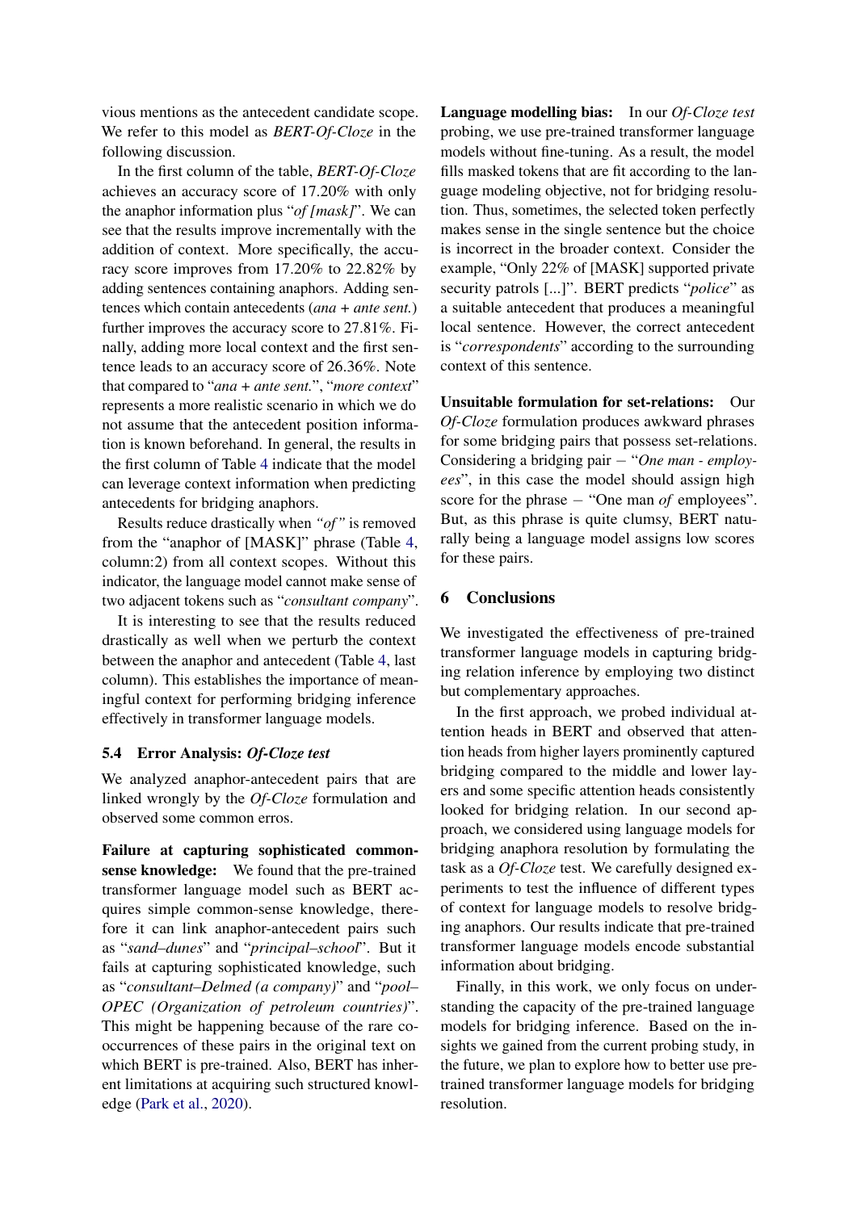vious mentions as the antecedent candidate scope. We refer to this model as *BERT-Of-Cloze* in the following discussion.

In the first column of the table, *BERT-Of-Cloze* achieves an accuracy score of 17.20% with only the anaphor information plus "*of [mask]*". We can see that the results improve incrementally with the addition of context. More specifically, the accuracy score improves from 17.20% to 22.82% by adding sentences containing anaphors. Adding sentences which contain antecedents (*ana + ante sent.*) further improves the accuracy score to 27.81%. Finally, adding more local context and the first sentence leads to an accuracy score of 26.36%. Note that compared to "*ana + ante sent.*", "*more context*" represents a more realistic scenario in which we do not assume that the antecedent position information is known beforehand. In general, the results in the first column of Table 4 indicate that the model can leverage context information when predicting antecedents for bridging anaphors.

Results reduce drastically when *"of"* is removed from the "anaphor of [MASK]" phrase (Table 4, column:2) from all context scopes. Without this indicator, the language model cannot make sense of two adjacent tokens such as "*consultant company*".

It is interesting to see that the results reduced drastically as well when we perturb the context between the anaphor and antecedent (Table 4, last column). This establishes the importance of meaningful context for performing bridging inference effectively in transformer language models.

### 5.4 Error Analysis: *Of-Cloze test*

We analyzed anaphor-antecedent pairs that are linked wrongly by the *Of-Cloze* formulation and observed some common erros.

**Failure at capturing sophisticated commonsense knowledge:** We found that the pre-trained transformer language model such as BERT acquires simple common-sense knowledge, therefore it can link anaphor-antecedent pairs such as "*sand–dunes*" and "*principal–school*". But it fails at capturing sophisticated knowledge, such as "*consultant–Delmed (a company)*" and "*pool–OPEC (Organization of petroleum countries)*". This might be happening because of the rare cooccurrences of these pairs in the original text on which BERT is pre-trained. Also, BERT has inherent limitations at acquiring such structured knowledge (Park et al., 2020).

**Language modelling bias:** In our *Of-Cloze test* probing, we use pre-trained transformer language models without fine-tuning. As a result, the model fills masked tokens that are fit according to the language modeling objective, not for bridging resolution. Thus, sometimes, the selected token perfectly makes sense in the single sentence but the choice is incorrect in the broader context. Consider the example, "Only 22% of [MASK] supported private security patrols [...]". BERT predicts "*police*" as a suitable antecedent that produces a meaningful local sentence. However, the correct antecedent is "*correspondents*" according to the surrounding context of this sentence.

**Unsuitable formulation for set-relations:** Our *Of-Cloze* formulation produces awkward phrases for some bridging pairs that possess set-relations. Considering a bridging pair – "*One man - employees*", in this case the model should assign high score for the phrase – "One man *of* employees". But, as this phrase is quite clumsy, BERT naturally being a language model assigns low scores for these pairs.

## 6 Conclusions

We investigated the effectiveness of pre-trained transformer language models in capturing bridging relation inference by employing two distinct but complementary approaches.

In the first approach, we probed individual attention heads in BERT and observed that attention heads from higher layers prominently captured bridging compared to the middle and lower layers and some specific attention heads consistently looked for bridging relation. In our second approach, we considered using language models for bridging anaphora resolution by formulating the task as a *Of-Cloze* test. We carefully designed experiments to test the influence of different types of context for language models to resolve bridging anaphors. Our results indicate that pre-trained transformer language models encode substantial information about bridging.

Finally, in this work, we only focus on understanding the capacity of the pre-trained language models for bridging inference. Based on the insights we gained from the current probing study, in the future, we plan to explore how to better use pre-trained transformer language models for bridging resolution.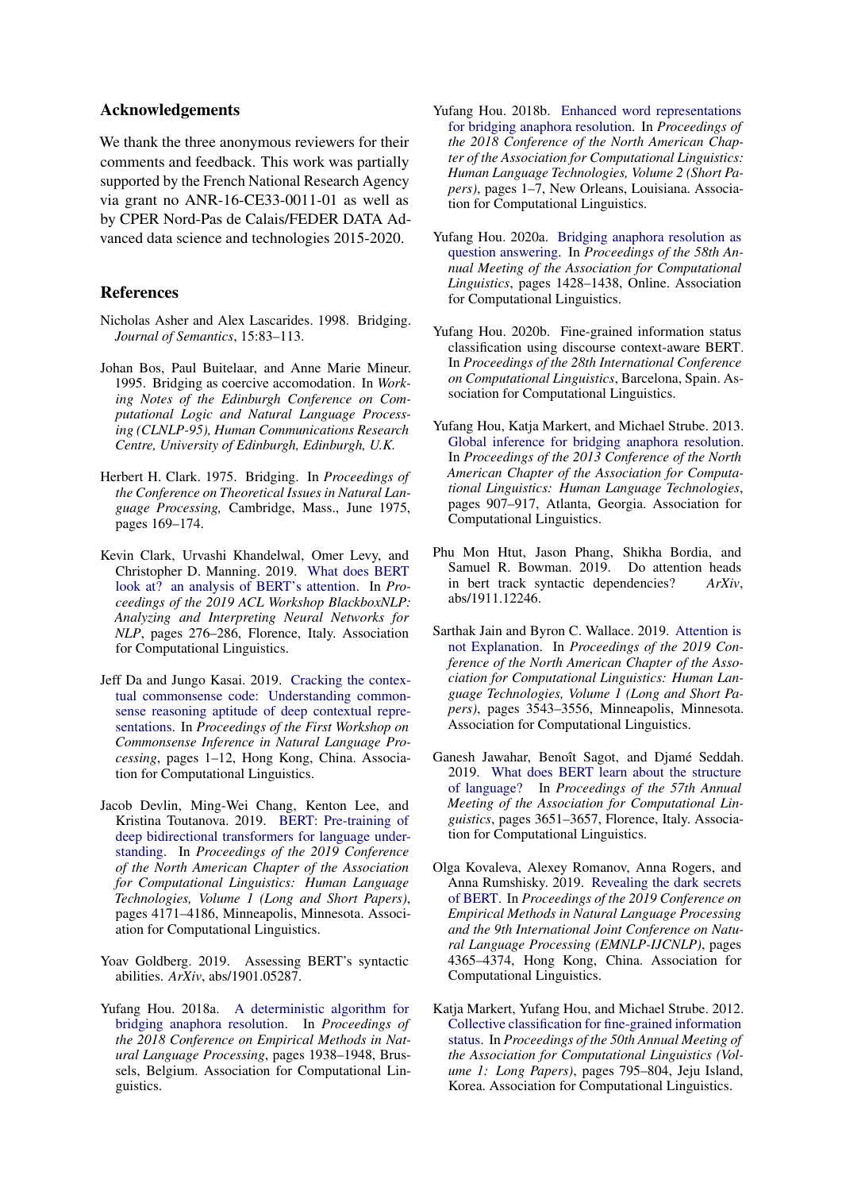## Acknowledgements

We thank the three anonymous reviewers for their comments and feedback. This work was partially supported by the French National Research Agency via grant no ANR-16-CE33-0011-01 as well as by CPER Nord-Pas de Calais/FEDER DATA Advanced data science and technologies 2015-2020.

## References

Nicholas Asher and Alex Lascarides. 1998. Bridging. *Journal of Semantics*, 15:83–113.

Johan Bos, Paul Buitelaar, and Anne Marie Mineur. 1995. Bridging as coercive accomodation. In *Working Notes of the Edinburgh Conference on Computational Logic and Natural Language Processing (CLNLP-95), Human Communications Research Centre, University of Edinburgh, Edinburgh, U.K.*

Herbert H. Clark. 1975. Bridging. In *Proceedings of the Conference on Theoretical Issues in Natural Language Processing,* Cambridge, Mass., June 1975, pages 169–174.

Kevin Clark, Urvashi Khandelwal, Omer Levy, and Christopher D. Manning. 2019. What does BERT look at? an analysis of BERT's attention. In *Proceedings of the 2019 ACL Workshop BlackboxNLP: Analyzing and Interpreting Neural Networks for NLP*, pages 276–286, Florence, Italy. Association for Computational Linguistics.

Jeff Da and Jungo Kasai. 2019. Cracking the contextual commonsense code: Understanding commonsense reasoning aptitude of deep contextual representations. In *Proceedings of the First Workshop on Commonsense Inference in Natural Language Processing*, pages 1–12, Hong Kong, China. Association for Computational Linguistics.

Jacob Devlin, Ming-Wei Chang, Kenton Lee, and Kristina Toutanova. 2019. BERT: Pre-training of deep bidirectional transformers for language understanding. In *Proceedings of the 2019 Conference of the North American Chapter of the Association for Computational Linguistics: Human Language Technologies, Volume 1 (Long and Short Papers)*, pages 4171–4186, Minneapolis, Minnesota. Association for Computational Linguistics.

Yoav Goldberg. 2019. Assessing BERT's syntactic abilities. *ArXiv*, abs/1901.05287.

Yufang Hou. 2018a. A deterministic algorithm for bridging anaphora resolution. In *Proceedings of the 2018 Conference on Empirical Methods in Natural Language Processing*, pages 1938–1948, Brussels, Belgium. Association for Computational Linguistics.

Yufang Hou. 2018b. Enhanced word representations for bridging anaphora resolution. In *Proceedings of the 2018 Conference of the North American Chapter of the Association for Computational Linguistics: Human Language Technologies, Volume 2 (Short Papers)*, pages 1–7, New Orleans, Louisiana. Association for Computational Linguistics.

Yufang Hou. 2020a. Bridging anaphora resolution as question answering. In *Proceedings of the 58th Annual Meeting of the Association for Computational Linguistics*, pages 1428–1438, Online. Association for Computational Linguistics.

Yufang Hou. 2020b. Fine-grained information status classification using discourse context-aware BERT. In *Proceedings of the 28th International Conference on Computational Linguistics*, Barcelona, Spain. Association for Computational Linguistics.

Yufang Hou, Katja Markert, and Michael Strube. 2013. Global inference for bridging anaphora resolution. In *Proceedings of the 2013 Conference of the North American Chapter of the Association for Computational Linguistics: Human Language Technologies*, pages 907–917, Atlanta, Georgia. Association for Computational Linguistics.

Phu Mon Htut, Jason Phang, Shikha Bordia, and Samuel R. Bowman. 2019. Do attention heads in bert track syntactic dependencies? *ArXiv*, abs/1911.12246.

Sarthak Jain and Byron C. Wallace. 2019. Attention is not Explanation. In *Proceedings of the 2019 Conference of the North American Chapter of the Association for Computational Linguistics: Human Language Technologies, Volume 1 (Long and Short Papers)*, pages 3543–3556, Minneapolis, Minnesota. Association for Computational Linguistics.

Ganesh Jawahar, Benoît Sagot, and Djamé Seddah. 2019. What does BERT learn about the structure of language? In *Proceedings of the 57th Annual Meeting of the Association for Computational Linguistics*, pages 3651–3657, Florence, Italy. Association for Computational Linguistics.

Olga Kovaleva, Alexey Romanov, Anna Rogers, and Anna Rumshisky. 2019. Revealing the dark secrets of BERT. In *Proceedings of the 2019 Conference on Empirical Methods in Natural Language Processing and the 9th International Joint Conference on Natural Language Processing (EMNLP-IJCNLP)*, pages 4365–4374, Hong Kong, China. Association for Computational Linguistics.

Katja Markert, Yufang Hou, and Michael Strube. 2012. Collective classification for fine-grained information status. In *Proceedings of the 50th Annual Meeting of the Association for Computational Linguistics (Volume 1: Long Papers)*, pages 795–804, Jeju Island, Korea. Association for Computational Linguistics.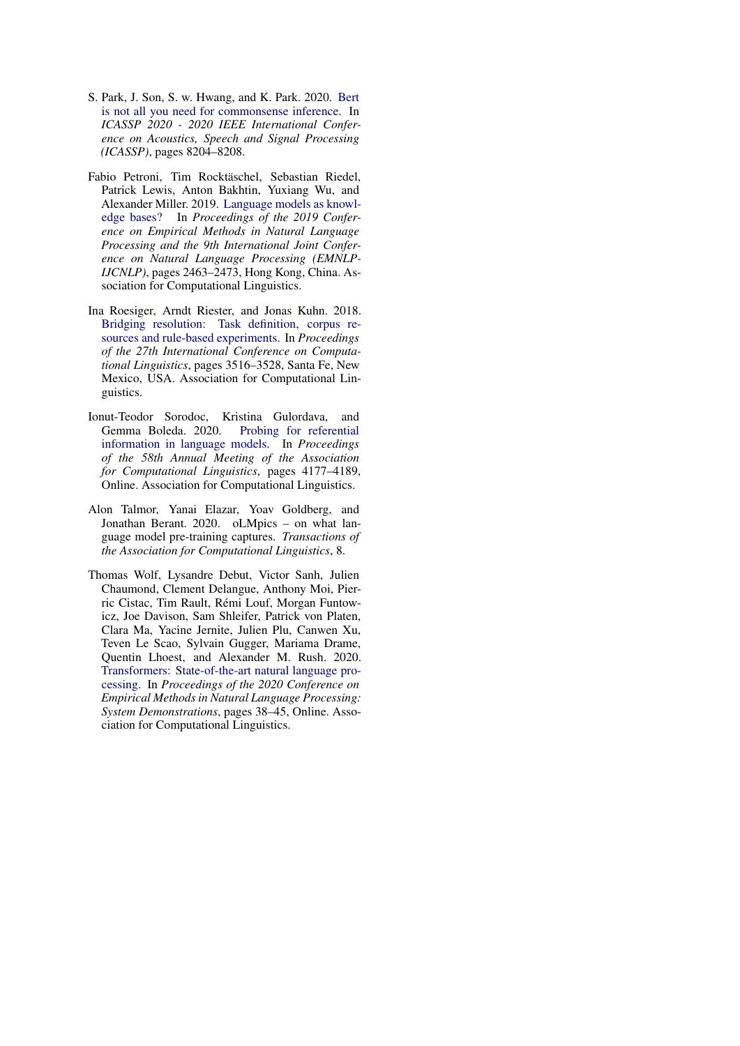S. Park, J. Son, S. w. Hwang, and K. Park. 2020. Bert is not all you need for commonsense inference. In *ICASSP 2020 - 2020 IEEE International Conference on Acoustics, Speech and Signal Processing (ICASSP)*, pages 8204–8208.

Fabio Petroni, Tim Rocktäschel, Sebastian Riedel, Patrick Lewis, Anton Bakhtin, Yuxiang Wu, and Alexander Miller. 2019. Language models as knowledge bases? In *Proceedings of the 2019 Conference on Empirical Methods in Natural Language Processing and the 9th International Joint Conference on Natural Language Processing (EMNLP-IJCNLP)*, pages 2463–2473, Hong Kong, China. Association for Computational Linguistics.

Ina Roesiger, Arndt Riester, and Jonas Kuhn. 2018. Bridging resolution: Task definition, corpus resources and rule-based experiments. In *Proceedings of the 27th International Conference on Computational Linguistics*, pages 3516–3528, Santa Fe, New Mexico, USA. Association for Computational Linguistics.

Ionut-Teodor Sorodoc, Kristina Gulordava, and Gemma Boleda. 2020. Probing for referential information in language models. In *Proceedings of the 58th Annual Meeting of the Association for Computational Linguistics*, pages 4177–4189, Online. Association for Computational Linguistics.

Alon Talmor, Yanai Elazar, Yoav Goldberg, and Jonathan Berant. 2020. oLMpics – on what language model pre-training captures. *Transactions of the Association for Computational Linguistics*, 8.

Thomas Wolf, Lysandre Debut, Victor Sanh, Julien Chaumond, Clement Delangue, Anthony Moi, Pierric Cistac, Tim Rault, Rémi Louf, Morgan Funtowicz, Joe Davison, Sam Shleifer, Patrick von Platen, Clara Ma, Yacine Jernite, Julien Plu, Canwen Xu, Teven Le Scao, Sylvain Gugger, Mariama Drame, Quentin Lhoest, and Alexander M. Rush. 2020. Transformers: State-of-the-art natural language processing. In *Proceedings of the 2020 Conference on Empirical Methods in Natural Language Processing: System Demonstrations*, pages 38–45, Online. Association for Computational Linguistics.